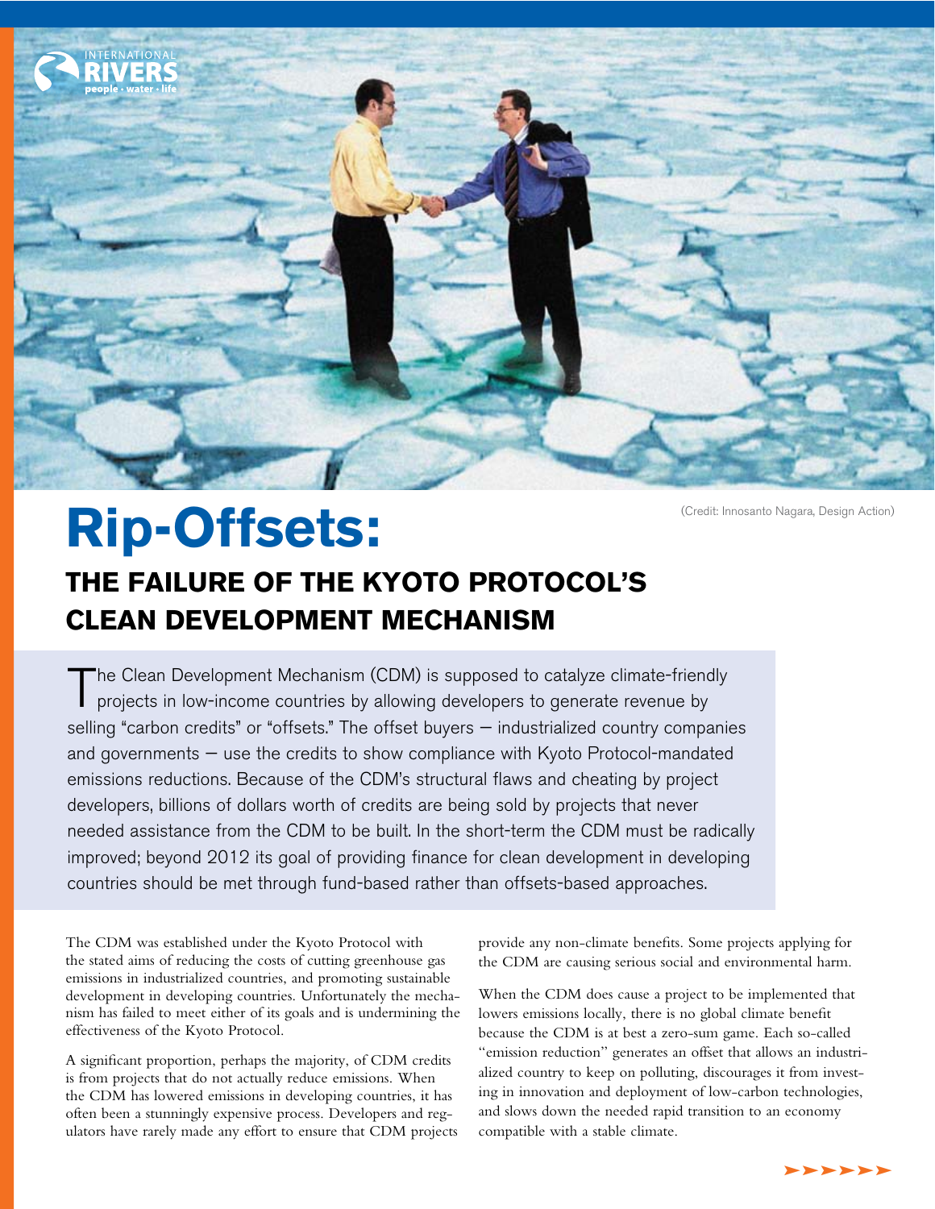(Credit: Innosanto Nagara, Design Action)

# Rip-Offsets:

## THE FAILURE OF THE KYOTO PROTOCOL'S CLEAN DEVELOPMENT MECHANISM

The Clean Development Mechanism (CDM) is supposed to catalyze climate-friendly projects in low-income countries by allowing developers to generate revenue by selling "carbon credits" or "offsets." The offset buyers – industrialized country companies and governments – use the credits to show compliance with Kyoto Protocol-mandated emissions reductions. Because of the CDM's structural flaws and cheating by project developers, billions of dollars worth of credits are being sold by projects that never needed assistance from the CDM to be built. In the short-term the CDM must be radically improved; beyond 2012 its goal of providing finance for clean development in developing countries should be met through fund-based rather than offsets-based approaches.

The CDM was established under the Kyoto Protocol with the stated aims of reducing the costs of cutting greenhouse gas emissions in industrialized countries, and promoting sustainable development in developing countries. Unfortunately the mechanism has failed to meet either of its goals and is undermining the effectiveness of the Kyoto Protocol.

A significant proportion, perhaps the majority, of CDM credits is from projects that do not actually reduce emissions. When the CDM has lowered emissions in developing countries, it has often been a stunningly expensive process. Developers and regulators have rarely made any effort to ensure that CDM projects provide any non-climate benefits. Some projects applying for the CDM are causing serious social and environmental harm.

When the CDM does cause a project to be implemented that lowers emissions locally, there is no global climate benefit because the CDM is at best a zero-sum game. Each so-called "emission reduction" generates an offset that allows an industrialized country to keep on polluting, discourages it from investing in innovation and deployment of low-carbon technologies, and slows down the needed rapid transition to an economy compatible with a stable climate.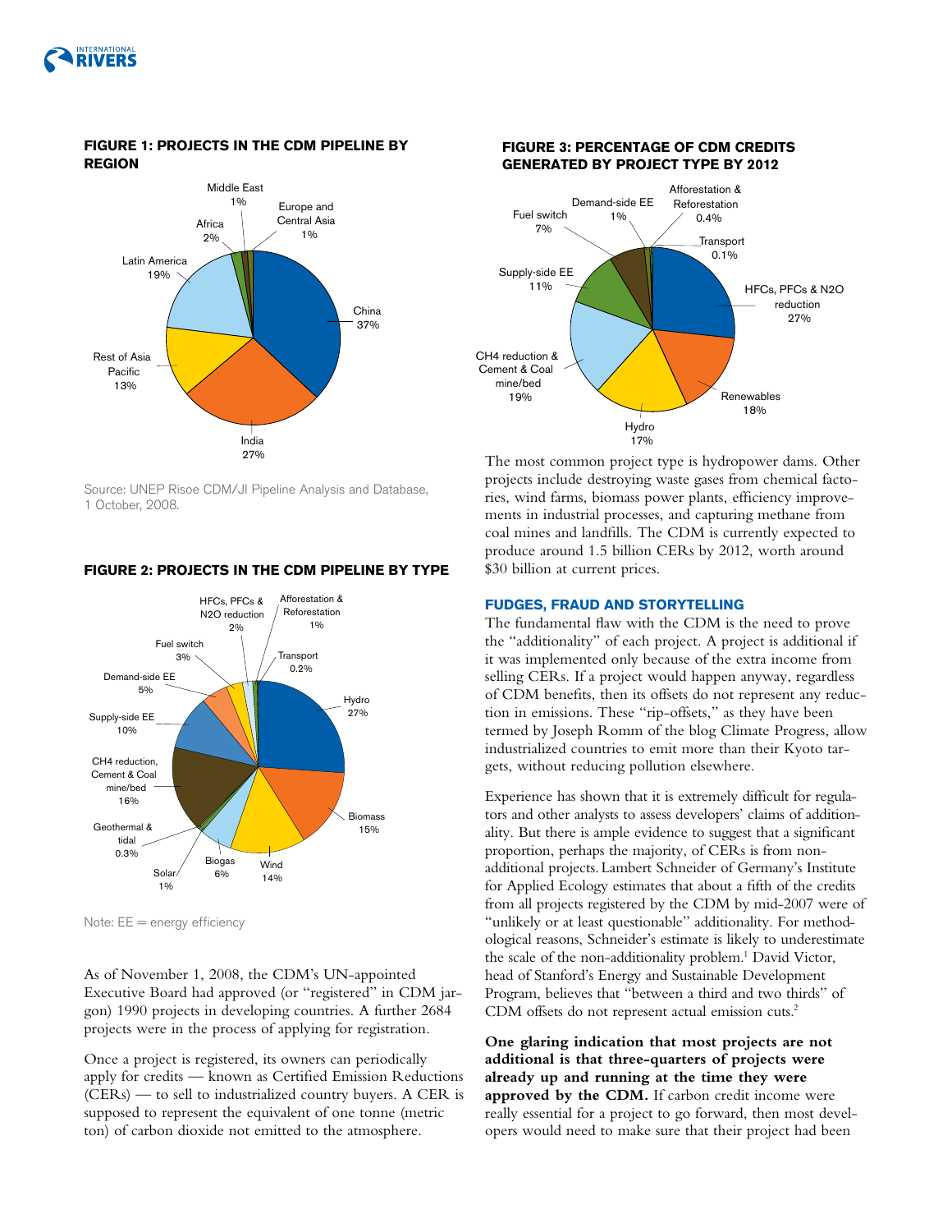**FIGURE 1: PROJECTS IN THE CDM PIPELINE BY REGION**

China 37%, India 27%, Rest of Asia Pacific 13%, Latin America 19%, Africa 2%, Middle East 1%, Europe and Central Asia 1%

Source: UNEP Risoe CDM/JI Pipeline Analysis and Database, 1 October, 2008.

**FIGURE 2: PROJECTS IN THE CDM PIPELINE BY TYPE**

Hydro 27%, Biomass 15%, Wind 14%, Biogas 6%, Solar 1%, Geothermal & tidal 0.3%, CH4 reduction, Cement & Coal mine/bed 16%, Supply-side EE 10%, Demand-side EE 5%, Fuel switch 3%, HFCs, PFCs & N2O reduction 2%, Afforestation & Reforestation 1%, Transport 0.2%

Note: EE = energy efficiency

As of November 1, 2008, the CDM's UN-appointed Executive Board had approved (or "registered" in CDM jargon) 1990 projects in developing countries. A further 2684 projects were in the process of applying for registration.

Once a project is registered, its owners can periodically apply for credits — known as Certified Emission Reductions (CERs) — to sell to industrialized country buyers. A CER is supposed to represent the equivalent of one tonne (metric ton) of carbon dioxide not emitted to the atmosphere.

**FIGURE 3: PERCENTAGE OF CDM CREDITS GENERATED BY PROJECT TYPE BY 2012**

HFCs, PFCs & N2O reduction 27%, Renewables 18%, Hydro 17%, CH4 reduction & Cement & Coal mine/bed 19%, Supply-side EE 11%, Fuel switch 7%, Demand-side EE 1%, Afforestation & Reforestation 0.4%, Transport 0.1%

The most common project type is hydropower dams. Other projects include destroying waste gases from chemical factories, wind farms, biomass power plants, efficiency improvements in industrial processes, and capturing methane from coal mines and landfills. The CDM is currently expected to produce around 1.5 billion CERs by 2012, worth around $30 billion at current prices.

## FUDGES, FRAUD AND STORYTELLING

The fundamental flaw with the CDM is the need to prove the "additionality" of each project. A project is additional if it was implemented only because of the extra income from selling CERs. If a project would happen anyway, regardless of CDM benefits, then its offsets do not represent any reduction in emissions. These "rip-offsets," as they have been termed by Joseph Romm of the blog Climate Progress, allow industrialized countries to emit more than their Kyoto targets, without reducing pollution elsewhere.

Experience has shown that it is extremely difficult for regulators and other analysts to assess developers' claims of additionality. But there is ample evidence to suggest that a significant proportion, perhaps the majority, of CERs is from non-additional projects. Lambert Schneider of Germany's Institute for Applied Ecology estimates that about a fifth of the credits from all projects registered by the CDM by mid-2007 were of "unlikely or at least questionable" additionality. For methodological reasons, Schneider's estimate is likely to underestimate the scale of the non-additionality problem.[1] David Victor, head of Stanford's Energy and Sustainable Development Program, believes that "between a third and two thirds" of CDM offsets do not represent actual emission cuts.[2]

**One glaring indication that most projects are not additional is that three-quarters of projects were already up and running at the time they were approved by the CDM.** If carbon credit income were really essential for a project to go forward, then most developers would need to make sure that their project had been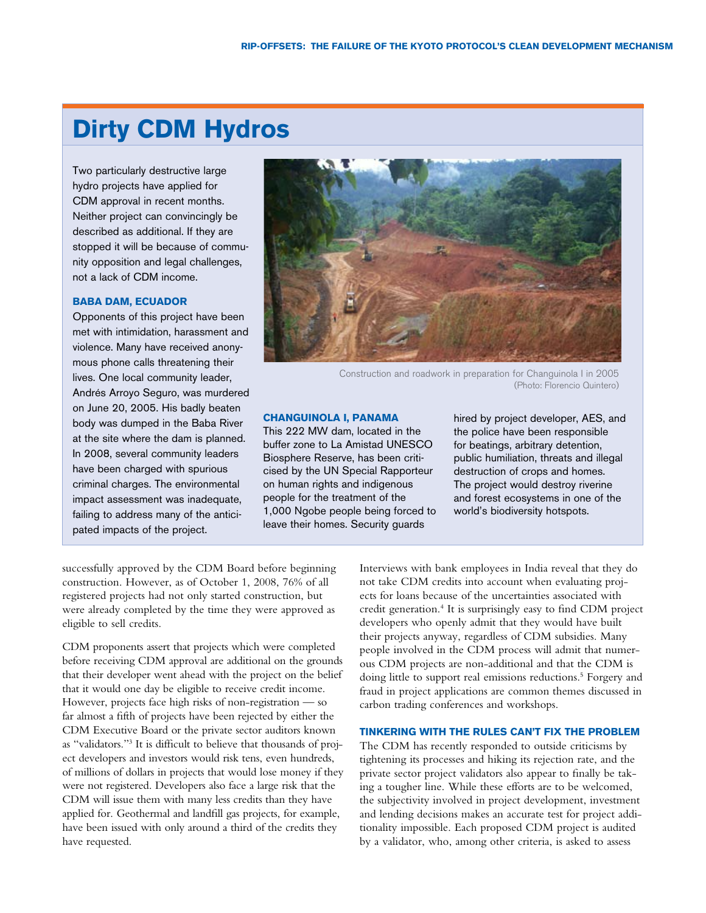## Dirty CDM Hydros

Two particularly destructive large hydro projects have applied for CDM approval in recent months. Neither project can convincingly be described as additional. If they are stopped it will be because of community opposition and legal challenges, not a lack of CDM income.

### BABA DAM, ECUADOR

Opponents of this project have been met with intimidation, harassment and violence. Many have received anonymous phone calls threatening their lives. One local community leader, Andrés Arroyo Seguro, was murdered on June 20, 2005. His badly beaten body was dumped in the Baba River at the site where the dam is planned. In 2008, several community leaders have been charged with spurious criminal charges. The environmental impact assessment was inadequate, failing to address many of the anticipated impacts of the project.

Construction and roadwork in preparation for Changuinola I in 2005 (Photo: Florencio Quintero)

### CHANGUINOLA I, PANAMA

This 222 MW dam, located in the buffer zone to La Amistad UNESCO Biosphere Reserve, has been criticised by the UN Special Rapporteur on human rights and indigenous people for the treatment of the 1,000 Ngobe people being forced to leave their homes. Security guards hired by project developer, AES, and the police have been responsible for beatings, arbitrary detention, public humiliation, threats and illegal destruction of crops and homes. The project would destroy riverine and forest ecosystems in one of the world's biodiversity hotspots.

successfully approved by the CDM Board before beginning construction. However, as of October 1, 2008, 76% of all registered projects had not only started construction, but were already completed by the time they were approved as eligible to sell credits.

CDM proponents assert that projects which were completed before receiving CDM approval are additional on the grounds that their developer went ahead with the project on the belief that it would one day be eligible to receive credit income. However, projects face high risks of non-registration — so far almost a fifth of projects have been rejected by either the CDM Executive Board or the private sector auditors known as "validators."[3] It is difficult to believe that thousands of project developers and investors would risk tens, even hundreds, of millions of dollars in projects that would lose money if they were not registered. Developers also face a large risk that the CDM will issue them with many less credits than they have applied for. Geothermal and landfill gas projects, for example, have been issued with only around a third of the credits they have requested.

Interviews with bank employees in India reveal that they do not take CDM credits into account when evaluating projects for loans because of the uncertainties associated with credit generation.[4] It is surprisingly easy to find CDM project developers who openly admit that they would have built their projects anyway, regardless of CDM subsidies. Many people involved in the CDM process will admit that numerous CDM projects are non-additional and that the CDM is doing little to support real emissions reductions.[5] Forgery and fraud in project applications are common themes discussed in carbon trading conferences and workshops.

### TINKERING WITH THE RULES CAN'T FIX THE PROBLEM

The CDM has recently responded to outside criticisms by tightening its processes and hiking its rejection rate, and the private sector project validators also appear to finally be taking a tougher line. While these efforts are to be welcomed, the subjectivity involved in project development, investment and lending decisions makes an accurate test for project additionality impossible. Each proposed CDM project is audited by a validator, who, among other criteria, is asked to assess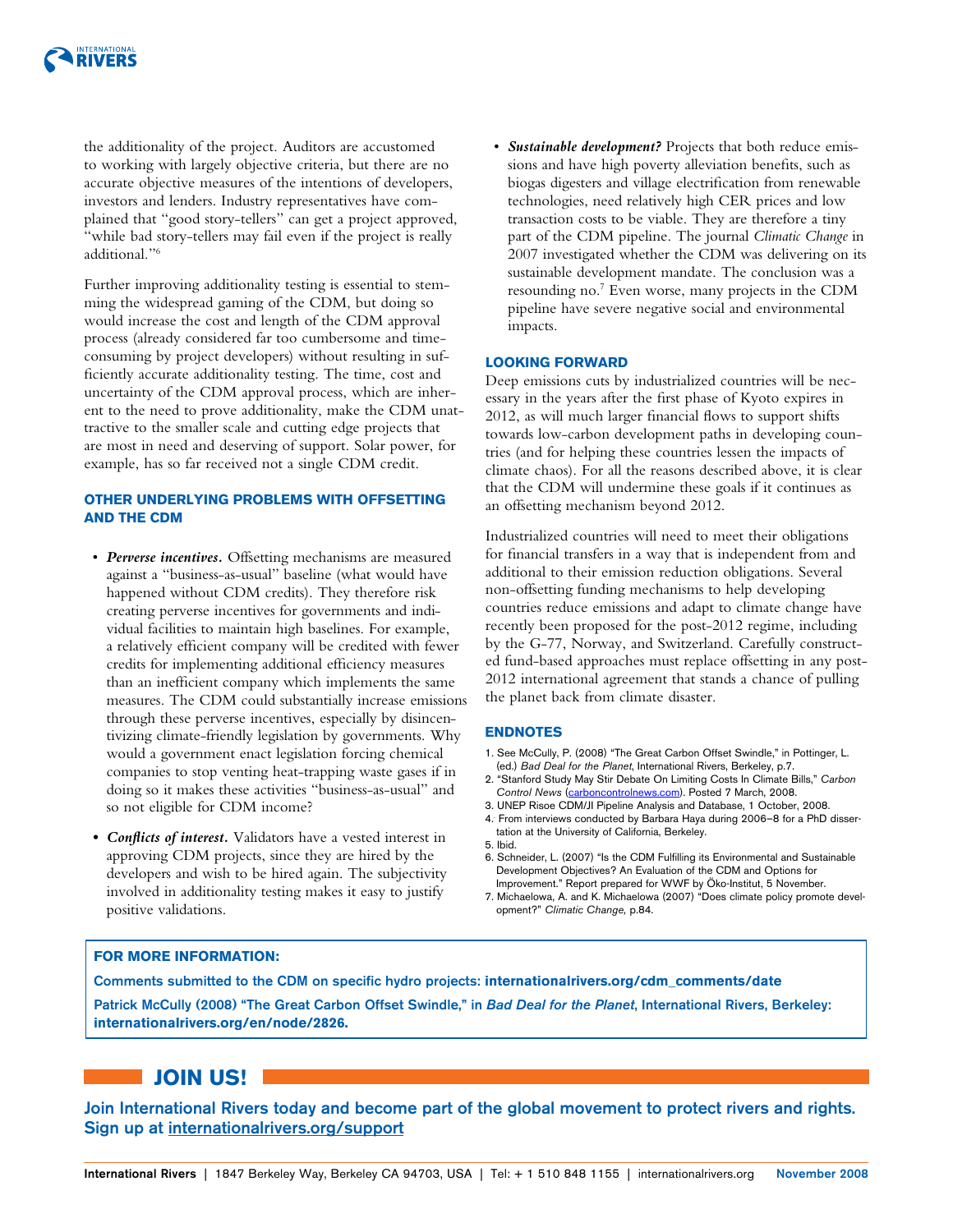the additionality of the project. Auditors are accustomed to working with largely objective criteria, but there are no accurate objective measures of the intentions of developers, investors and lenders. Industry representatives have complained that "good story-tellers" can get a project approved, "while bad story-tellers may fail even if the project is really additional."[6]

Further improving additionality testing is essential to stemming the widespread gaming of the CDM, but doing so would increase the cost and length of the CDM approval process (already considered far too cumbersome and time-consuming by project developers) without resulting in sufficiently accurate additionality testing. The time, cost and uncertainty of the CDM approval process, which are inherent to the need to prove additionality, make the CDM unattractive to the smaller scale and cutting edge projects that are most in need and deserving of support. Solar power, for example, has so far received not a single CDM credit.

### OTHER UNDERLYING PROBLEMS WITH OFFSETTING AND THE CDM

- ***Perverse incentives.*** Offsetting mechanisms are measured against a "business-as-usual" baseline (what would have happened without CDM credits). They therefore risk creating perverse incentives for governments and individual facilities to maintain high baselines. For example, a relatively efficient company will be credited with fewer credits for implementing additional efficiency measures than an inefficient company which implements the same measures. The CDM could substantially increase emissions through these perverse incentives, especially by disincentivizing climate-friendly legislation by governments. Why would a government enact legislation forcing chemical companies to stop venting heat-trapping waste gases if in doing so it makes these activities "business-as-usual" and so not eligible for CDM income?
- ***Conflicts of interest.*** Validators have a vested interest in approving CDM projects, since they are hired by the developers and wish to be hired again. The subjectivity involved in additionality testing makes it easy to justify positive validations.
- ***Sustainable development?*** Projects that both reduce emissions and have high poverty alleviation benefits, such as biogas digesters and village electrification from renewable technologies, need relatively high CER prices and low transaction costs to be viable. They are therefore a tiny part of the CDM pipeline. The journal *Climatic Change* in 2007 investigated whether the CDM was delivering on its sustainable development mandate. The conclusion was a resounding no.[7] Even worse, many projects in the CDM pipeline have severe negative social and environmental impacts.

### LOOKING FORWARD

Deep emissions cuts by industrialized countries will be necessary in the years after the first phase of Kyoto expires in 2012, as will much larger financial flows to support shifts towards low-carbon development paths in developing countries (and for helping these countries lessen the impacts of climate chaos). For all the reasons described above, it is clear that the CDM will undermine these goals if it continues as an offsetting mechanism beyond 2012.

Industrialized countries will need to meet their obligations for financial transfers in a way that is independent from and additional to their emission reduction obligations. Several non-offsetting funding mechanisms to help developing countries reduce emissions and adapt to climate change have recently been proposed for the post-2012 regime, including by the G-77, Norway, and Switzerland. Carefully constructed fund-based approaches must replace offsetting in any post-2012 international agreement that stands a chance of pulling the planet back from climate disaster.

### ENDNOTES

1. See McCully, P. (2008) "The Great Carbon Offset Swindle," in Pottinger, L. (ed.) *Bad Deal for the Planet*, International Rivers, Berkeley, p.7.
2. "Stanford Study May Stir Debate On Limiting Costs In Climate Bills," *Carbon Control News* (carboncontrolnews.com). Posted 7 March, 2008.
3. UNEP Risoe CDM/JI Pipeline Analysis and Database, 1 October, 2008.
4. From interviews conducted by Barbara Haya during 2006–8 for a PhD dissertation at the University of California, Berkeley.
5. Ibid.
6. Schneider, L. (2007) "Is the CDM Fulfilling its Environmental and Sustainable Development Objectives? An Evaluation of the CDM and Options for Improvement." Report prepared for WWF by Öko-Institut, 5 November.
7. Michaelowa, A. and K. Michaelowa (2007) "Does climate policy promote development?" *Climatic Change,* p.84.

**FOR MORE INFORMATION:**

Comments submitted to the CDM on specific hydro projects: **internationalrivers.org/cdm_comments/date**

Patrick McCully (2008) "The Great Carbon Offset Swindle," in *Bad Deal for the Planet*, International Rivers, Berkeley: **internationalrivers.org/en/node/2826.**

## JOIN US!

**Join International Rivers today and become part of the global movement to protect rivers and rights. Sign up at internationalrivers.org/support**

**International Rivers** | 1847 Berkeley Way, Berkeley CA 94703, USA | Tel: + 1 510 848 1155 | internationalrivers.org **November 2008**